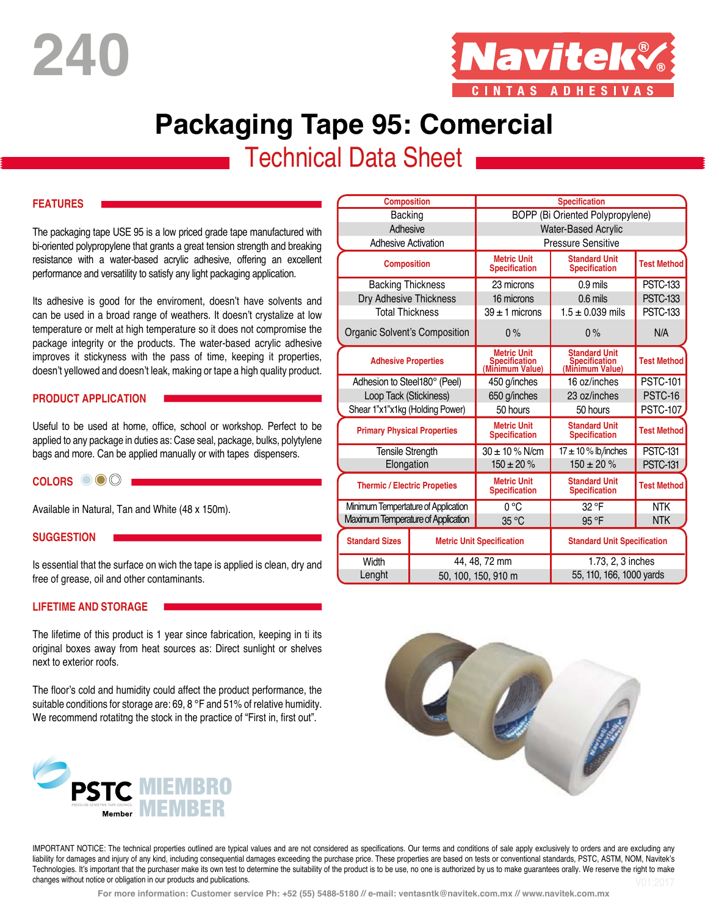240

# Packaging Tape 95: Comercial

## Technical Data Sheet

### FEATURES

The packaging tape USE 95 is a low priced grade tape manufactured with bi-oriented polypropylene that grants a great tension strength and breaking resistance with a water-based acrylic adhesive, offering an excellent performance and versatility to satisfy any light packaging application.

Its adhesive is good for the enviroment, doesn't have solvents and can be used in a broad range of weathers. It doesn't crystalize at low temperature or melt at high temperature so it does not compromise the package integrity or the products. The water-based acrylic adhesive improves it stickyness with the pass of time, keeping it properties, doesn't yellowed and doesn't leak, making or tape a high quality product.

### PRODUCT APPLICATION

Useful to be used at home, office, school or workshop. Perfect to be applied to any package in duties as: Case seal, package, bulks, polytylene bags and more. Can be applied manually or with tapes dispensers.

### COLORS

Available in Natural, Tan and White (48 x 150m).

### SUGGESTION

Is essential that the surface on wich the tape is applied is clean, dry and free of grease, oil and other contaminants.

### LIFETIME AND STORAGE

The lifetime of this product is 1 year since fabrication, keeping in ti its original boxes away from heat sources as: Direct sunlight or shelves next to exterior roofs.

The floor's cold and humidity could affect the product performance, the suitable conditions for storage are: 69, 8 °F and 51% of relative humidity. We recommend rotatitng the stock in the practice of "First in, first out".

| Composition | Specification |
|---|---|
| Backing | BOPP (Bi Oriented Polypropylene) |
| Adhesive | Water-Based Acrylic |
| Adhesive Activation | Pressure Sensitive |

| Composition | Metric Unit Specification | Standard Unit Specification | Test Method |
|---|---|---|---|
| Backing Thickness | 23 microns | 0.9 mils | PSTC-133 |
| Dry Adhesive Thickness | 16 microns | 0.6 mils | PSTC-133 |
| Total Thickness | 39 ± 1 microns | 1.5 ± 0.039 mils | PSTC-133 |
| Organic Solvent's Composition | 0 % | 0 % | N/A |

| Adhesive Properties | Metric Unit Specification (Minimum Value) | Standard Unit Specification (Minimum Value) | Test Method |
|---|---|---|---|
| Adhesion to Steel180° (Peel) | 450 g/inches | 16 oz/inches | PSTC-101 |
| Loop Tack (Stickiness) | 650 g/inches | 23 oz/inches | PSTC-16 |
| Shear 1"x1"x1kg (Holding Power) | 50 hours | 50 hours | PSTC-107 |

| Primary Physical Properties | Metric Unit Specification | Standard Unit Specification | Test Method |
|---|---|---|---|
| Tensile Strength | 30 ± 10 % N/cm | 17 ± 10 % lb/inches | PSTC-131 |
| Elongation | 150 ± 20 % | 150 ± 20 % | PSTC-131 |

| Thermic / Electric Propeties | Metric Unit Specification | Standard Unit Specification | Test Method |
|---|---|---|---|
| Minimum Tempertature of Application | 0 °C | 32 °F | NTK |
| Maximum Tempertature of Application | 35 °C | 95 °F | NTK |

| Standard Sizes | Metric Unit Specification | Standard Unit Specification |
|---|---|---|
| Width | 44, 48, 72 mm | 1.73, 2, 3 inches |
| Lenght | 50, 100, 150, 910 m | 55, 110, 166, 1000 yards |

PSTC Member — MIEMBRO MEMBER

IMPORTANT NOTICE: The technical properties outlined are typical values and are not considered as specifications. Our terms and conditions of sale apply exclusively to orders and are excluding any liability for damages and injury of any kind, including consequential damages exceeding the purchase price. These properties are based on tests or conventional standards, PSTC, ASTM, NOM, Navitek's Technologies. It's important that the purchaser make its own test to determine the suitability of the product is to be use, no one is authorized by us to make guarantees orally. We reserve the right to make changes without notice or obligation in our products and publications.

V01:2017

For more information: Customer service Ph: +52 (55) 5488-5180 // e-mail: ventasntk@navitek.com.mx // www.navitek.com.mx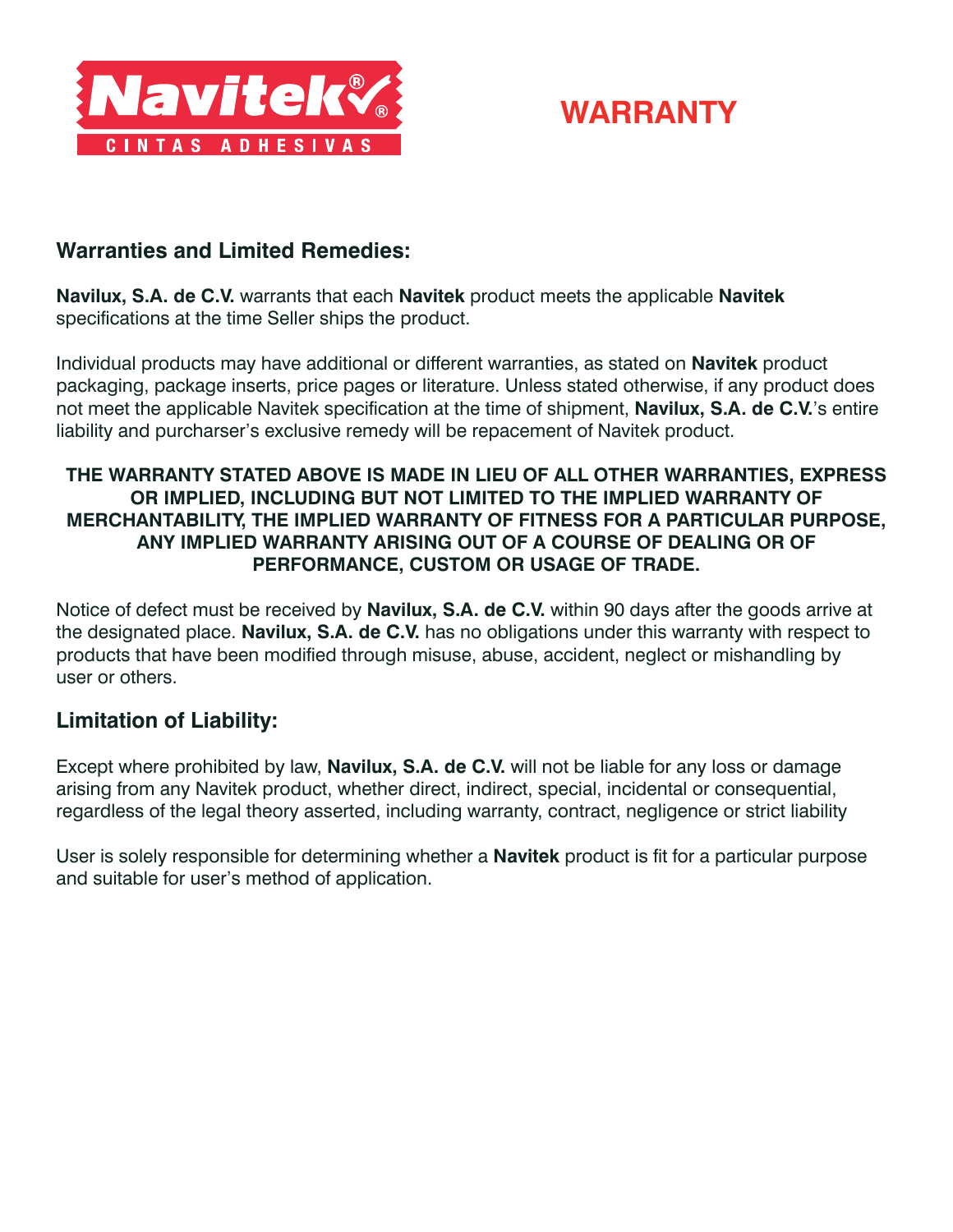Navitek® CINTAS ADHESIVAS

# WARRANTY

## Warranties and Limited Remedies:

**Navilux, S.A. de C.V.** warrants that each **Navitek** product meets the applicable **Navitek** specifications at the time Seller ships the product.

Individual products may have additional or different warranties, as stated on **Navitek** product packaging, package inserts, price pages or literature. Unless stated otherwise, if any product does not meet the applicable Navitek specification at the time of shipment, **Navilux, S.A. de C.V.**'s entire liability and purcharser's exclusive remedy will be repacement of Navitek product.

**THE WARRANTY STATED ABOVE IS MADE IN LIEU OF ALL OTHER WARRANTIES, EXPRESS OR IMPLIED, INCLUDING BUT NOT LIMITED TO THE IMPLIED WARRANTY OF MERCHANTABILITY, THE IMPLIED WARRANTY OF FITNESS FOR A PARTICULAR PURPOSE, ANY IMPLIED WARRANTY ARISING OUT OF A COURSE OF DEALING OR OF PERFORMANCE, CUSTOM OR USAGE OF TRADE.**

Notice of defect must be received by **Navilux, S.A. de C.V.** within 90 days after the goods arrive at the designated place. **Navilux, S.A. de C.V.** has no obligations under this warranty with respect to products that have been modified through misuse, abuse, accident, neglect or mishandling by user or others.

## Limitation of Liability:

Except where prohibited by law, **Navilux, S.A. de C.V.** will not be liable for any loss or damage arising from any Navitek product, whether direct, indirect, special, incidental or consequential, regardless of the legal theory asserted, including warranty, contract, negligence or strict liability

User is solely responsible for determining whether a **Navitek** product is fit for a particular purpose and suitable for user's method of application.